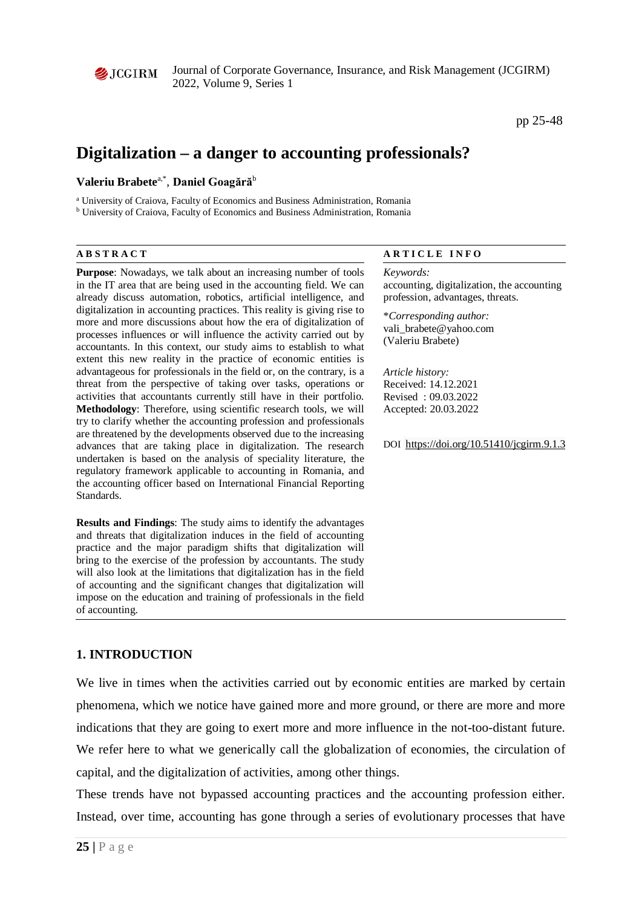# Digitalization – a danger to accounting professionals?

**Valeriu Brabete**[a,*], **Daniel Goagără**[b]

[a] University of Craiova, Faculty of Economics and Business Administration, Romania
[b] University of Craiova, Faculty of Economics and Business Administration, Romania

**ABSTRACT**

**Purpose**: Nowadays, we talk about an increasing number of tools in the IT area that are being used in the accounting field. We can already discuss automation, robotics, artificial intelligence, and digitalization in accounting practices. This reality is giving rise to more and more discussions about how the era of digitalization of processes influences or will influence the activity carried out by accountants. In this context, our study aims to establish to what extent this new reality in the practice of economic entities is advantageous for professionals in the field or, on the contrary, is a threat from the perspective of taking over tasks, operations or activities that accountants currently still have in their portfolio. **Methodology**: Therefore, using scientific research tools, we will try to clarify whether the accounting profession and professionals are threatened by the developments observed due to the increasing advances that are taking place in digitalization. The research undertaken is based on the analysis of speciality literature, the regulatory framework applicable to accounting in Romania, and the accounting officer based on International Financial Reporting Standards.

**Results and Findings**: The study aims to identify the advantages and threats that digitalization induces in the field of accounting practice and the major paradigm shifts that digitalization will bring to the exercise of the profession by accountants. The study will also look at the limitations that digitalization has in the field of accounting and the significant changes that digitalization will impose on the education and training of professionals in the field of accounting.

**ARTICLE INFO**

*Keywords:*
accounting, digitalization, the accounting profession, advantages, threats.

\**Corresponding author:*
vali_brabete@yahoo.com
(Valeriu Brabete)

*Article history:*
Received: 14.12.2021
Revised : 09.03.2022
Accepted: 20.03.2022

DOI https://doi.org/10.51410/jcgirm.9.1.3

## 1. INTRODUCTION

We live in times when the activities carried out by economic entities are marked by certain phenomena, which we notice have gained more and more ground, or there are more and more indications that they are going to exert more and more influence in the not-too-distant future. We refer here to what we generically call the globalization of economies, the circulation of capital, and the digitalization of activities, among other things.

These trends have not bypassed accounting practices and the accounting profession either. Instead, over time, accounting has gone through a series of evolutionary processes that have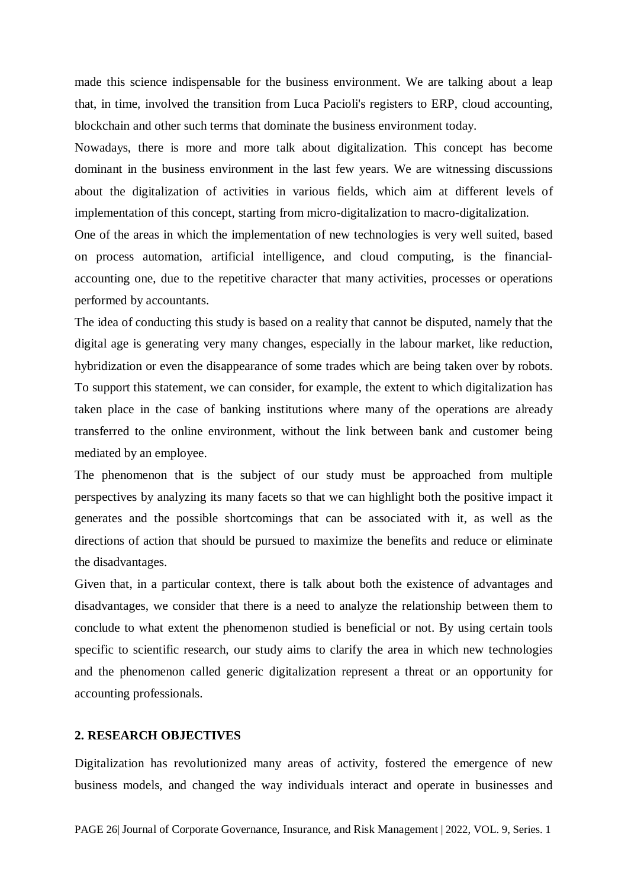made this science indispensable for the business environment. We are talking about a leap that, in time, involved the transition from Luca Pacioli's registers to ERP, cloud accounting, blockchain and other such terms that dominate the business environment today.

Nowadays, there is more and more talk about digitalization. This concept has become dominant in the business environment in the last few years. We are witnessing discussions about the digitalization of activities in various fields, which aim at different levels of implementation of this concept, starting from micro-digitalization to macro-digitalization.

One of the areas in which the implementation of new technologies is very well suited, based on process automation, artificial intelligence, and cloud computing, is the financial-accounting one, due to the repetitive character that many activities, processes or operations performed by accountants.

The idea of conducting this study is based on a reality that cannot be disputed, namely that the digital age is generating very many changes, especially in the labour market, like reduction, hybridization or even the disappearance of some trades which are being taken over by robots. To support this statement, we can consider, for example, the extent to which digitalization has taken place in the case of banking institutions where many of the operations are already transferred to the online environment, without the link between bank and customer being mediated by an employee.

The phenomenon that is the subject of our study must be approached from multiple perspectives by analyzing its many facets so that we can highlight both the positive impact it generates and the possible shortcomings that can be associated with it, as well as the directions of action that should be pursued to maximize the benefits and reduce or eliminate the disadvantages.

Given that, in a particular context, there is talk about both the existence of advantages and disadvantages, we consider that there is a need to analyze the relationship between them to conclude to what extent the phenomenon studied is beneficial or not. By using certain tools specific to scientific research, our study aims to clarify the area in which new technologies and the phenomenon called generic digitalization represent a threat or an opportunity for accounting professionals.

## 2. RESEARCH OBJECTIVES

Digitalization has revolutionized many areas of activity, fostered the emergence of new business models, and changed the way individuals interact and operate in businesses and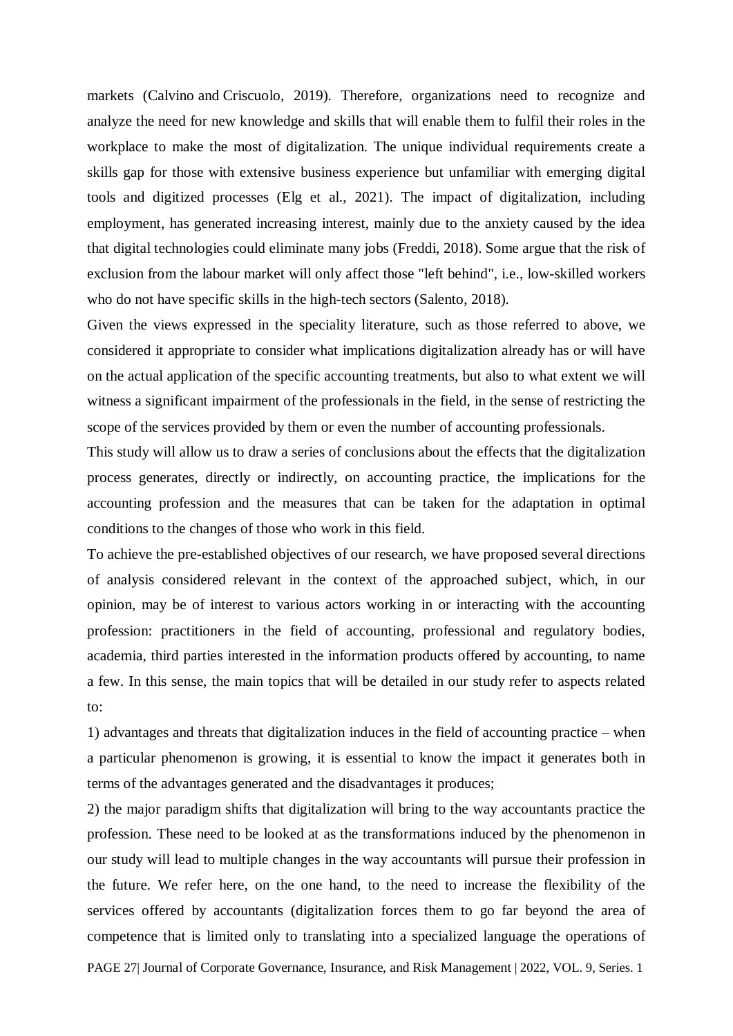markets (Calvino and Criscuolo, 2019). Therefore, organizations need to recognize and analyze the need for new knowledge and skills that will enable them to fulfil their roles in the workplace to make the most of digitalization. The unique individual requirements create a skills gap for those with extensive business experience but unfamiliar with emerging digital tools and digitized processes (Elg et al., 2021). The impact of digitalization, including employment, has generated increasing interest, mainly due to the anxiety caused by the idea that digital technologies could eliminate many jobs (Freddi, 2018). Some argue that the risk of exclusion from the labour market will only affect those "left behind", i.e., low-skilled workers who do not have specific skills in the high-tech sectors (Salento, 2018).

Given the views expressed in the speciality literature, such as those referred to above, we considered it appropriate to consider what implications digitalization already has or will have on the actual application of the specific accounting treatments, but also to what extent we will witness a significant impairment of the professionals in the field, in the sense of restricting the scope of the services provided by them or even the number of accounting professionals.

This study will allow us to draw a series of conclusions about the effects that the digitalization process generates, directly or indirectly, on accounting practice, the implications for the accounting profession and the measures that can be taken for the adaptation in optimal conditions to the changes of those who work in this field.

To achieve the pre-established objectives of our research, we have proposed several directions of analysis considered relevant in the context of the approached subject, which, in our opinion, may be of interest to various actors working in or interacting with the accounting profession: practitioners in the field of accounting, professional and regulatory bodies, academia, third parties interested in the information products offered by accounting, to name a few. In this sense, the main topics that will be detailed in our study refer to aspects related to:

1) advantages and threats that digitalization induces in the field of accounting practice – when a particular phenomenon is growing, it is essential to know the impact it generates both in terms of the advantages generated and the disadvantages it produces;

2) the major paradigm shifts that digitalization will bring to the way accountants practice the profession. These need to be looked at as the transformations induced by the phenomenon in our study will lead to multiple changes in the way accountants will pursue their profession in the future. We refer here, on the one hand, to the need to increase the flexibility of the services offered by accountants (digitalization forces them to go far beyond the area of competence that is limited only to translating into a specialized language the operations of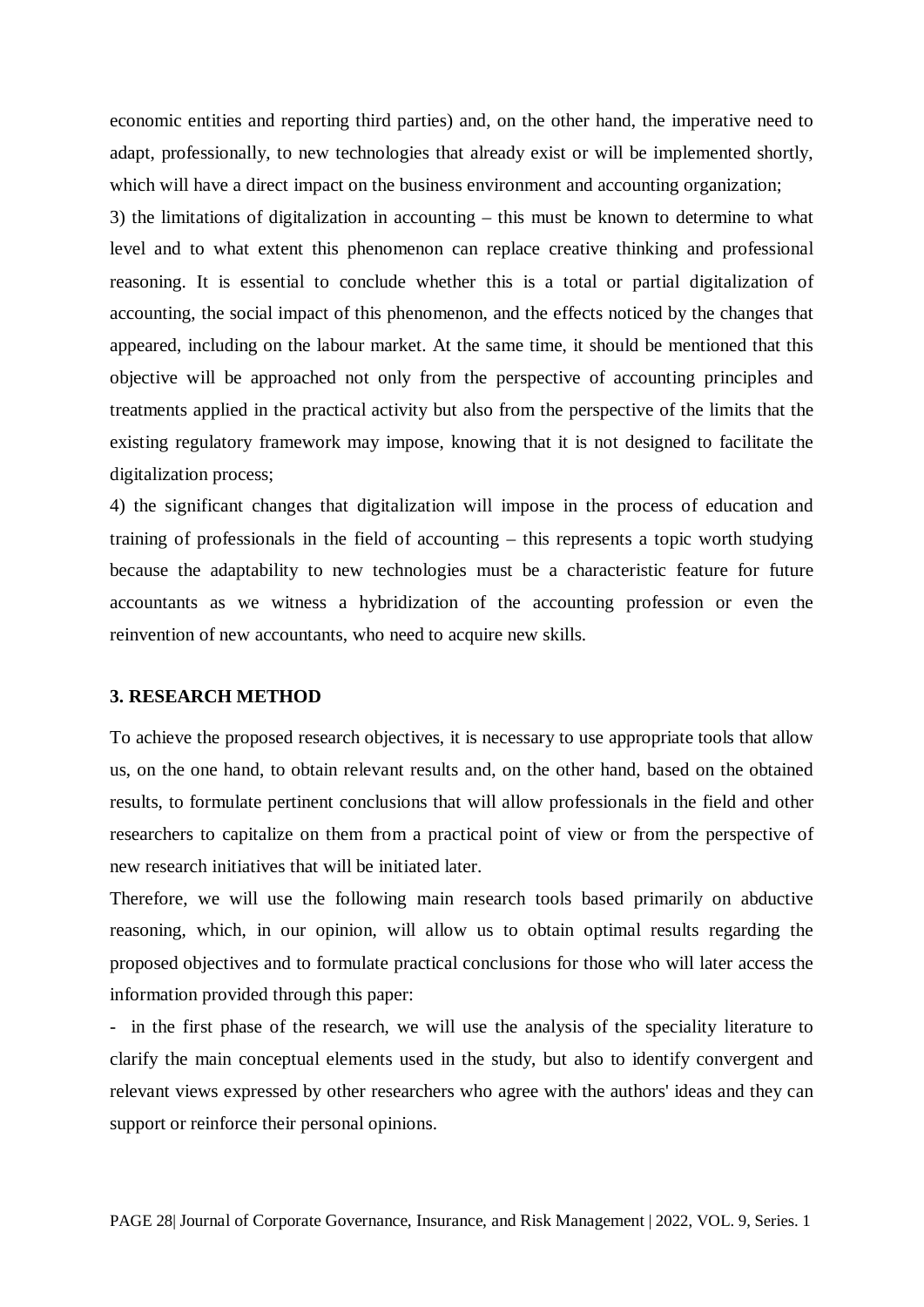economic entities and reporting third parties) and, on the other hand, the imperative need to adapt, professionally, to new technologies that already exist or will be implemented shortly, which will have a direct impact on the business environment and accounting organization;

3) the limitations of digitalization in accounting – this must be known to determine to what level and to what extent this phenomenon can replace creative thinking and professional reasoning. It is essential to conclude whether this is a total or partial digitalization of accounting, the social impact of this phenomenon, and the effects noticed by the changes that appeared, including on the labour market. At the same time, it should be mentioned that this objective will be approached not only from the perspective of accounting principles and treatments applied in the practical activity but also from the perspective of the limits that the existing regulatory framework may impose, knowing that it is not designed to facilitate the digitalization process;

4) the significant changes that digitalization will impose in the process of education and training of professionals in the field of accounting – this represents a topic worth studying because the adaptability to new technologies must be a characteristic feature for future accountants as we witness a hybridization of the accounting profession or even the reinvention of new accountants, who need to acquire new skills.

## 3. RESEARCH METHOD

To achieve the proposed research objectives, it is necessary to use appropriate tools that allow us, on the one hand, to obtain relevant results and, on the other hand, based on the obtained results, to formulate pertinent conclusions that will allow professionals in the field and other researchers to capitalize on them from a practical point of view or from the perspective of new research initiatives that will be initiated later.

Therefore, we will use the following main research tools based primarily on abductive reasoning, which, in our opinion, will allow us to obtain optimal results regarding the proposed objectives and to formulate practical conclusions for those who will later access the information provided through this paper:

- in the first phase of the research, we will use the analysis of the speciality literature to clarify the main conceptual elements used in the study, but also to identify convergent and relevant views expressed by other researchers who agree with the authors' ideas and they can support or reinforce their personal opinions.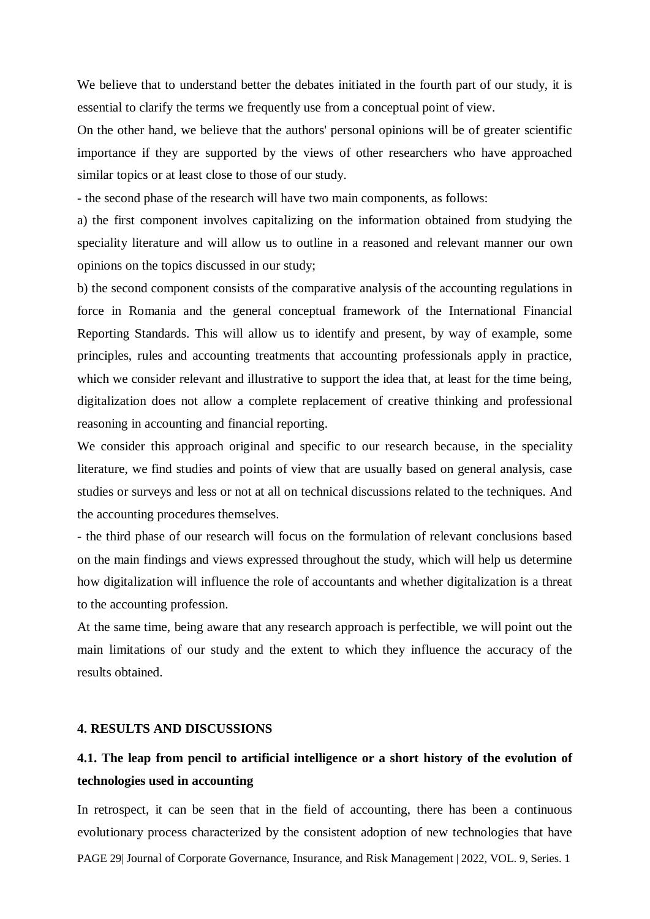We believe that to understand better the debates initiated in the fourth part of our study, it is essential to clarify the terms we frequently use from a conceptual point of view.

On the other hand, we believe that the authors' personal opinions will be of greater scientific importance if they are supported by the views of other researchers who have approached similar topics or at least close to those of our study.

- the second phase of the research will have two main components, as follows:

a) the first component involves capitalizing on the information obtained from studying the speciality literature and will allow us to outline in a reasoned and relevant manner our own opinions on the topics discussed in our study;

b) the second component consists of the comparative analysis of the accounting regulations in force in Romania and the general conceptual framework of the International Financial Reporting Standards. This will allow us to identify and present, by way of example, some principles, rules and accounting treatments that accounting professionals apply in practice, which we consider relevant and illustrative to support the idea that, at least for the time being, digitalization does not allow a complete replacement of creative thinking and professional reasoning in accounting and financial reporting.

We consider this approach original and specific to our research because, in the speciality literature, we find studies and points of view that are usually based on general analysis, case studies or surveys and less or not at all on technical discussions related to the techniques. And the accounting procedures themselves.

- the third phase of our research will focus on the formulation of relevant conclusions based on the main findings and views expressed throughout the study, which will help us determine how digitalization will influence the role of accountants and whether digitalization is a threat to the accounting profession.

At the same time, being aware that any research approach is perfectible, we will point out the main limitations of our study and the extent to which they influence the accuracy of the results obtained.

## 4. RESULTS AND DISCUSSIONS

### 4.1. The leap from pencil to artificial intelligence or a short history of the evolution of technologies used in accounting

In retrospect, it can be seen that in the field of accounting, there has been a continuous evolutionary process characterized by the consistent adoption of new technologies that have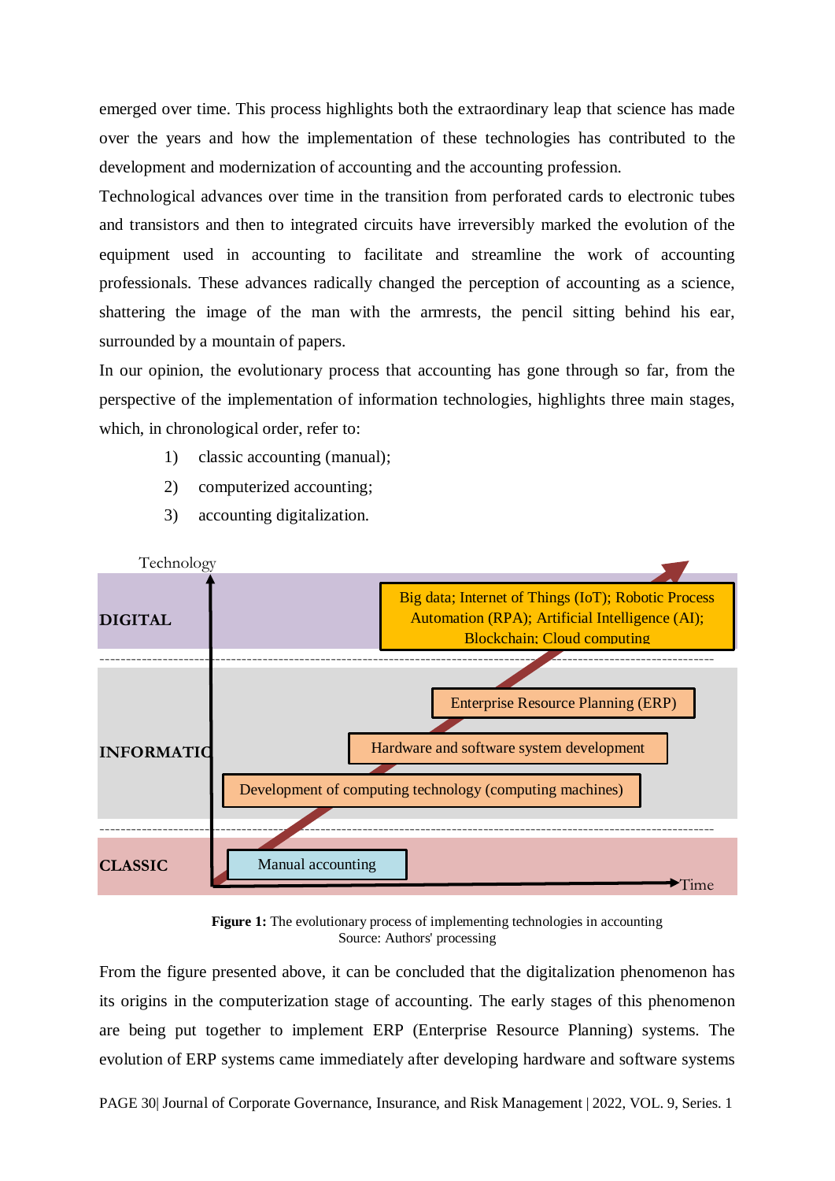emerged over time. This process highlights both the extraordinary leap that science has made over the years and how the implementation of these technologies has contributed to the development and modernization of accounting and the accounting profession.

Technological advances over time in the transition from perforated cards to electronic tubes and transistors and then to integrated circuits have irreversibly marked the evolution of the equipment used in accounting to facilitate and streamline the work of accounting professionals. These advances radically changed the perception of accounting as a science, shattering the image of the man with the armrests, the pencil sitting behind his ear, surrounded by a mountain of papers.

In our opinion, the evolutionary process that accounting has gone through so far, from the perspective of the implementation of information technologies, highlights three main stages, which, in chronological order, refer to:

1) classic accounting (manual);
2) computerized accounting;
3) accounting digitalization.

Technology

DIGITAL

Big data; Internet of Things (IoT); Robotic Process Automation (RPA); Artificial Intelligence (AI); Blockchain; Cloud computing

INFORMATIC

Enterprise Resource Planning (ERP)

Hardware and software system development

Development of computing technology (computing machines)

CLASSIC

Manual accounting

Time

**Figure 1:** The evolutionary process of implementing technologies in accounting
Source: Authors' processing

From the figure presented above, it can be concluded that the digitalization phenomenon has its origins in the computerization stage of accounting. The early stages of this phenomenon are being put together to implement ERP (Enterprise Resource Planning) systems. The evolution of ERP systems came immediately after developing hardware and software systems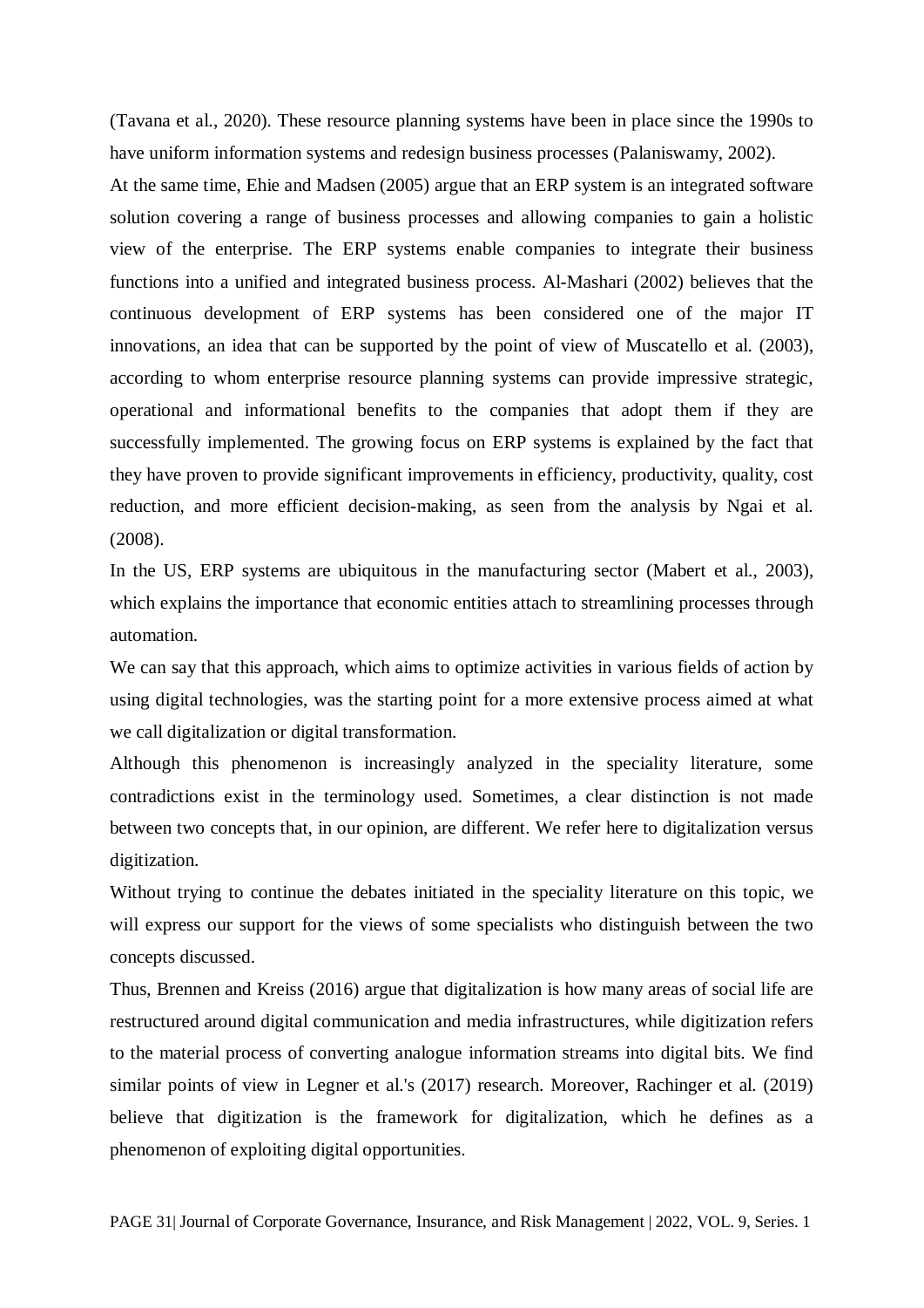(Tavana et al., 2020). These resource planning systems have been in place since the 1990s to have uniform information systems and redesign business processes (Palaniswamy, 2002).

At the same time, Ehie and Madsen (2005) argue that an ERP system is an integrated software solution covering a range of business processes and allowing companies to gain a holistic view of the enterprise. The ERP systems enable companies to integrate their business functions into a unified and integrated business process. Al-Mashari (2002) believes that the continuous development of ERP systems has been considered one of the major IT innovations, an idea that can be supported by the point of view of Muscatello et al. (2003), according to whom enterprise resource planning systems can provide impressive strategic, operational and informational benefits to the companies that adopt them if they are successfully implemented. The growing focus on ERP systems is explained by the fact that they have proven to provide significant improvements in efficiency, productivity, quality, cost reduction, and more efficient decision-making, as seen from the analysis by Ngai et al. (2008).

In the US, ERP systems are ubiquitous in the manufacturing sector (Mabert et al., 2003), which explains the importance that economic entities attach to streamlining processes through automation.

We can say that this approach, which aims to optimize activities in various fields of action by using digital technologies, was the starting point for a more extensive process aimed at what we call digitalization or digital transformation.

Although this phenomenon is increasingly analyzed in the speciality literature, some contradictions exist in the terminology used. Sometimes, a clear distinction is not made between two concepts that, in our opinion, are different. We refer here to digitalization versus digitization.

Without trying to continue the debates initiated in the speciality literature on this topic, we will express our support for the views of some specialists who distinguish between the two concepts discussed.

Thus, Brennen and Kreiss (2016) argue that digitalization is how many areas of social life are restructured around digital communication and media infrastructures, while digitization refers to the material process of converting analogue information streams into digital bits. We find similar points of view in Legner et al.'s (2017) research. Moreover, Rachinger et al. (2019) believe that digitization is the framework for digitalization, which he defines as a phenomenon of exploiting digital opportunities.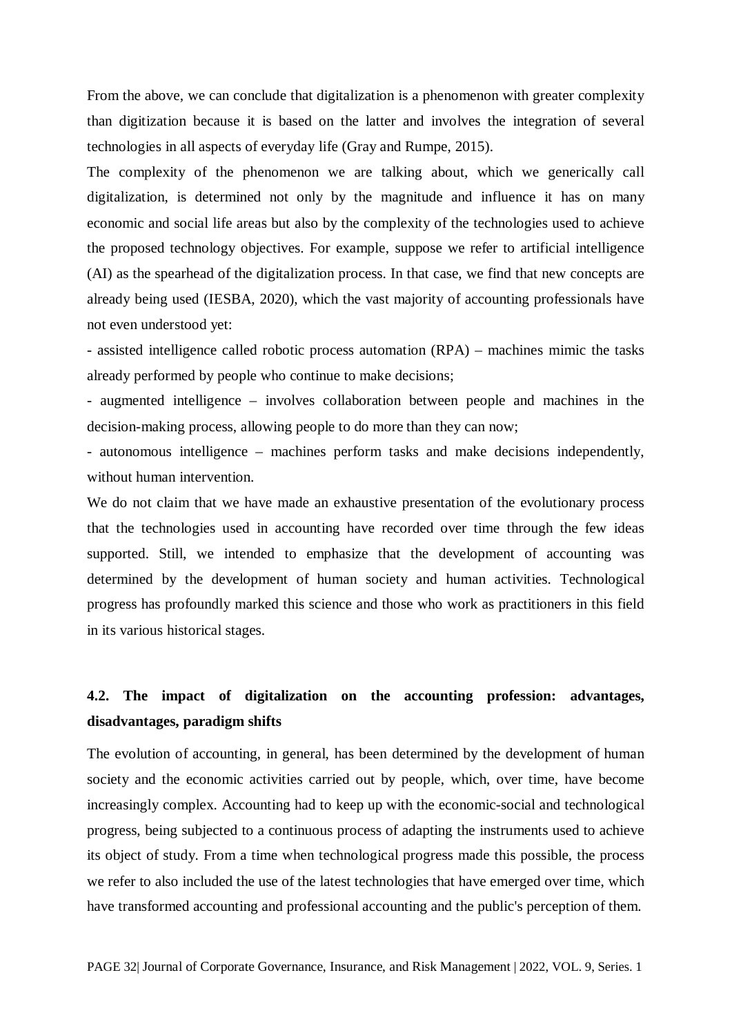From the above, we can conclude that digitalization is a phenomenon with greater complexity than digitization because it is based on the latter and involves the integration of several technologies in all aspects of everyday life (Gray and Rumpe, 2015).

The complexity of the phenomenon we are talking about, which we generically call digitalization, is determined not only by the magnitude and influence it has on many economic and social life areas but also by the complexity of the technologies used to achieve the proposed technology objectives. For example, suppose we refer to artificial intelligence (AI) as the spearhead of the digitalization process. In that case, we find that new concepts are already being used (IESBA, 2020), which the vast majority of accounting professionals have not even understood yet:

- assisted intelligence called robotic process automation (RPA) – machines mimic the tasks already performed by people who continue to make decisions;
- augmented intelligence – involves collaboration between people and machines in the decision-making process, allowing people to do more than they can now;
- autonomous intelligence – machines perform tasks and make decisions independently, without human intervention.

We do not claim that we have made an exhaustive presentation of the evolutionary process that the technologies used in accounting have recorded over time through the few ideas supported. Still, we intended to emphasize that the development of accounting was determined by the development of human society and human activities. Technological progress has profoundly marked this science and those who work as practitioners in this field in its various historical stages.

## 4.2. The impact of digitalization on the accounting profession: advantages, disadvantages, paradigm shifts

The evolution of accounting, in general, has been determined by the development of human society and the economic activities carried out by people, which, over time, have become increasingly complex. Accounting had to keep up with the economic-social and technological progress, being subjected to a continuous process of adapting the instruments used to achieve its object of study. From a time when technological progress made this possible, the process we refer to also included the use of the latest technologies that have emerged over time, which have transformed accounting and professional accounting and the public's perception of them.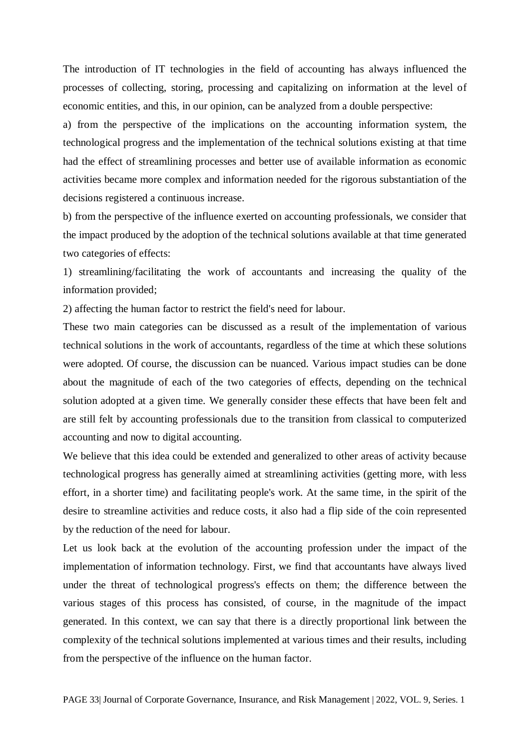The introduction of IT technologies in the field of accounting has always influenced the processes of collecting, storing, processing and capitalizing on information at the level of economic entities, and this, in our opinion, can be analyzed from a double perspective:

a) from the perspective of the implications on the accounting information system, the technological progress and the implementation of the technical solutions existing at that time had the effect of streamlining processes and better use of available information as economic activities became more complex and information needed for the rigorous substantiation of the decisions registered a continuous increase.

b) from the perspective of the influence exerted on accounting professionals, we consider that the impact produced by the adoption of the technical solutions available at that time generated two categories of effects:

1) streamlining/facilitating the work of accountants and increasing the quality of the information provided;

2) affecting the human factor to restrict the field's need for labour.

These two main categories can be discussed as a result of the implementation of various technical solutions in the work of accountants, regardless of the time at which these solutions were adopted. Of course, the discussion can be nuanced. Various impact studies can be done about the magnitude of each of the two categories of effects, depending on the technical solution adopted at a given time. We generally consider these effects that have been felt and are still felt by accounting professionals due to the transition from classical to computerized accounting and now to digital accounting.

We believe that this idea could be extended and generalized to other areas of activity because technological progress has generally aimed at streamlining activities (getting more, with less effort, in a shorter time) and facilitating people's work. At the same time, in the spirit of the desire to streamline activities and reduce costs, it also had a flip side of the coin represented by the reduction of the need for labour.

Let us look back at the evolution of the accounting profession under the impact of the implementation of information technology. First, we find that accountants have always lived under the threat of technological progress's effects on them; the difference between the various stages of this process has consisted, of course, in the magnitude of the impact generated. In this context, we can say that there is a directly proportional link between the complexity of the technical solutions implemented at various times and their results, including from the perspective of the influence on the human factor.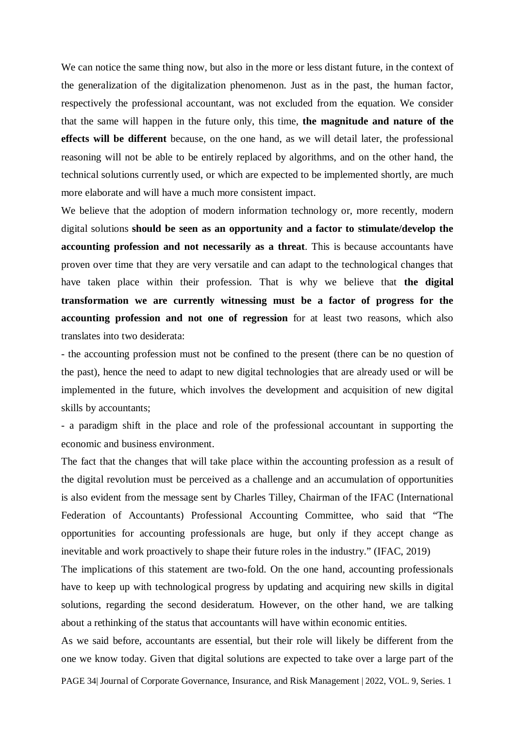We can notice the same thing now, but also in the more or less distant future, in the context of the generalization of the digitalization phenomenon. Just as in the past, the human factor, respectively the professional accountant, was not excluded from the equation. We consider that the same will happen in the future only, this time, **the magnitude and nature of the effects will be different** because, on the one hand, as we will detail later, the professional reasoning will not be able to be entirely replaced by algorithms, and on the other hand, the technical solutions currently used, or which are expected to be implemented shortly, are much more elaborate and will have a much more consistent impact.

We believe that the adoption of modern information technology or, more recently, modern digital solutions **should be seen as an opportunity and a factor to stimulate/develop the accounting profession and not necessarily as a threat**. This is because accountants have proven over time that they are very versatile and can adapt to the technological changes that have taken place within their profession. That is why we believe that **the digital transformation we are currently witnessing must be a factor of progress for the accounting profession and not one of regression** for at least two reasons, which also translates into two desiderata:

- the accounting profession must not be confined to the present (there can be no question of the past), hence the need to adapt to new digital technologies that are already used or will be implemented in the future, which involves the development and acquisition of new digital skills by accountants;
- a paradigm shift in the place and role of the professional accountant in supporting the economic and business environment.

The fact that the changes that will take place within the accounting profession as a result of the digital revolution must be perceived as a challenge and an accumulation of opportunities is also evident from the message sent by Charles Tilley, Chairman of the IFAC (International Federation of Accountants) Professional Accounting Committee, who said that "The opportunities for accounting professionals are huge, but only if they accept change as inevitable and work proactively to shape their future roles in the industry." (IFAC, 2019)

The implications of this statement are two-fold. On the one hand, accounting professionals have to keep up with technological progress by updating and acquiring new skills in digital solutions, regarding the second desideratum. However, on the other hand, we are talking about a rethinking of the status that accountants will have within economic entities.

As we said before, accountants are essential, but their role will likely be different from the one we know today. Given that digital solutions are expected to take over a large part of the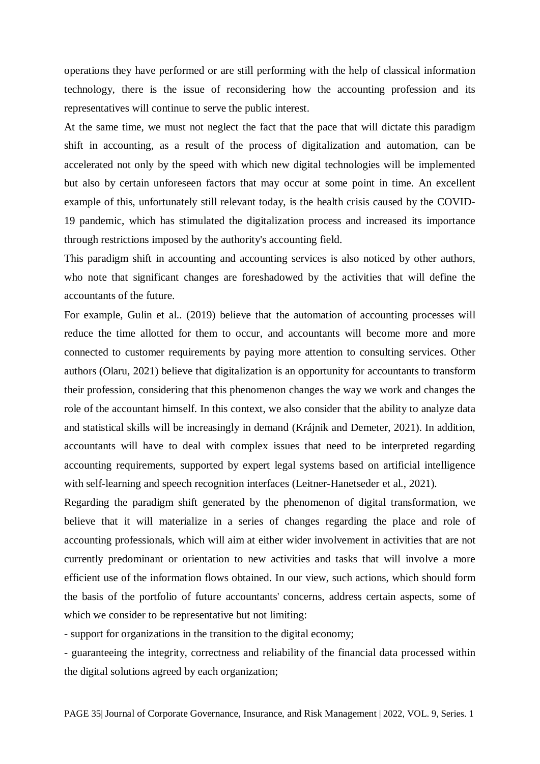operations they have performed or are still performing with the help of classical information technology, there is the issue of reconsidering how the accounting profession and its representatives will continue to serve the public interest.

At the same time, we must not neglect the fact that the pace that will dictate this paradigm shift in accounting, as a result of the process of digitalization and automation, can be accelerated not only by the speed with which new digital technologies will be implemented but also by certain unforeseen factors that may occur at some point in time. An excellent example of this, unfortunately still relevant today, is the health crisis caused by the COVID-19 pandemic, which has stimulated the digitalization process and increased its importance through restrictions imposed by the authority's accounting field.

This paradigm shift in accounting and accounting services is also noticed by other authors, who note that significant changes are foreshadowed by the activities that will define the accountants of the future.

For example, Gulin et al.. (2019) believe that the automation of accounting processes will reduce the time allotted for them to occur, and accountants will become more and more connected to customer requirements by paying more attention to consulting services. Other authors (Olaru, 2021) believe that digitalization is an opportunity for accountants to transform their profession, considering that this phenomenon changes the way we work and changes the role of the accountant himself. In this context, we also consider that the ability to analyze data and statistical skills will be increasingly in demand (Krájnik and Demeter, 2021). In addition, accountants will have to deal with complex issues that need to be interpreted regarding accounting requirements, supported by expert legal systems based on artificial intelligence with self-learning and speech recognition interfaces (Leitner-Hanetseder et al., 2021).

Regarding the paradigm shift generated by the phenomenon of digital transformation, we believe that it will materialize in a series of changes regarding the place and role of accounting professionals, which will aim at either wider involvement in activities that are not currently predominant or orientation to new activities and tasks that will involve a more efficient use of the information flows obtained. In our view, such actions, which should form the basis of the portfolio of future accountants' concerns, address certain aspects, some of which we consider to be representative but not limiting:

- support for organizations in the transition to the digital economy;
- guaranteeing the integrity, correctness and reliability of the financial data processed within the digital solutions agreed by each organization;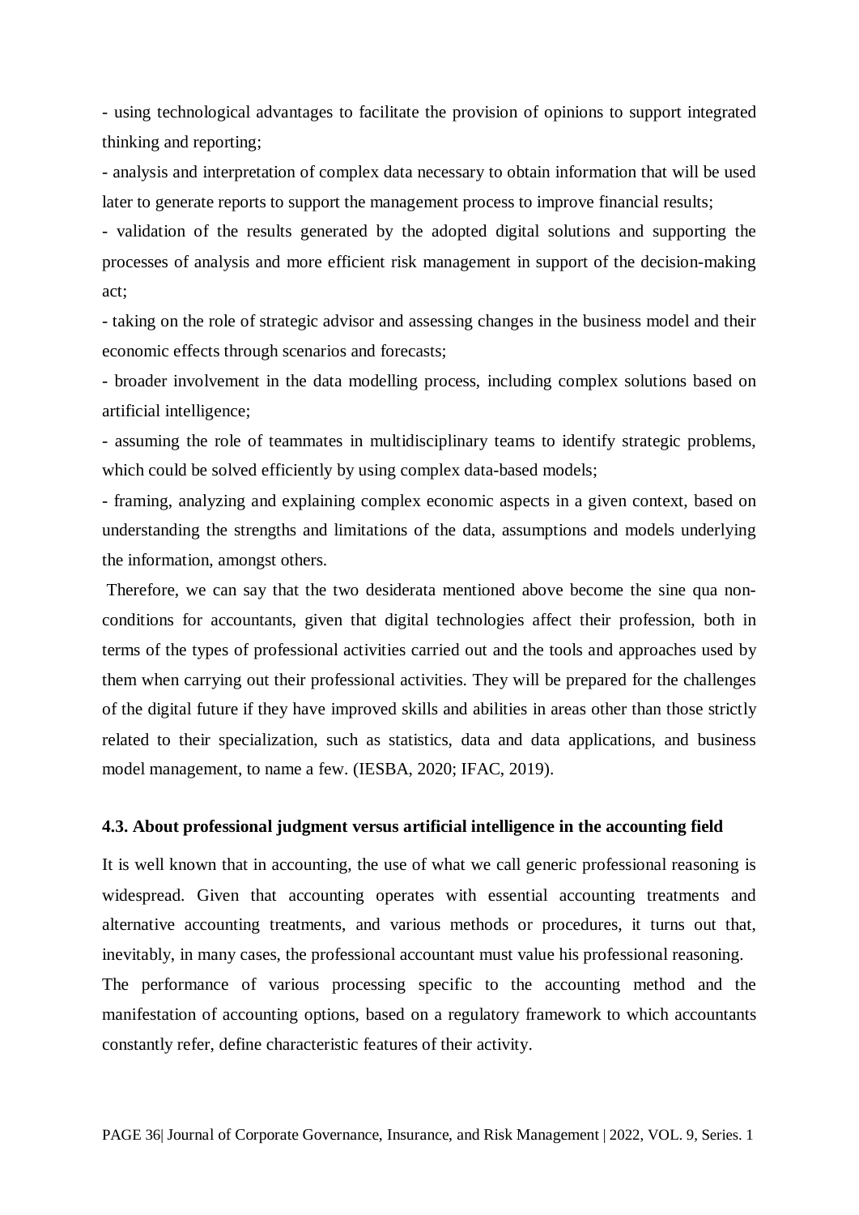- using technological advantages to facilitate the provision of opinions to support integrated thinking and reporting;

- analysis and interpretation of complex data necessary to obtain information that will be used later to generate reports to support the management process to improve financial results;

- validation of the results generated by the adopted digital solutions and supporting the processes of analysis and more efficient risk management in support of the decision-making act;

- taking on the role of strategic advisor and assessing changes in the business model and their economic effects through scenarios and forecasts;

- broader involvement in the data modelling process, including complex solutions based on artificial intelligence;

- assuming the role of teammates in multidisciplinary teams to identify strategic problems, which could be solved efficiently by using complex data-based models;

- framing, analyzing and explaining complex economic aspects in a given context, based on understanding the strengths and limitations of the data, assumptions and models underlying the information, amongst others.

Therefore, we can say that the two desiderata mentioned above become the sine qua non-conditions for accountants, given that digital technologies affect their profession, both in terms of the types of professional activities carried out and the tools and approaches used by them when carrying out their professional activities. They will be prepared for the challenges of the digital future if they have improved skills and abilities in areas other than those strictly related to their specialization, such as statistics, data and data applications, and business model management, to name a few. (IESBA, 2020; IFAC, 2019).

### 4.3. About professional judgment versus artificial intelligence in the accounting field

It is well known that in accounting, the use of what we call generic professional reasoning is widespread. Given that accounting operates with essential accounting treatments and alternative accounting treatments, and various methods or procedures, it turns out that, inevitably, in many cases, the professional accountant must value his professional reasoning.

The performance of various processing specific to the accounting method and the manifestation of accounting options, based on a regulatory framework to which accountants constantly refer, define characteristic features of their activity.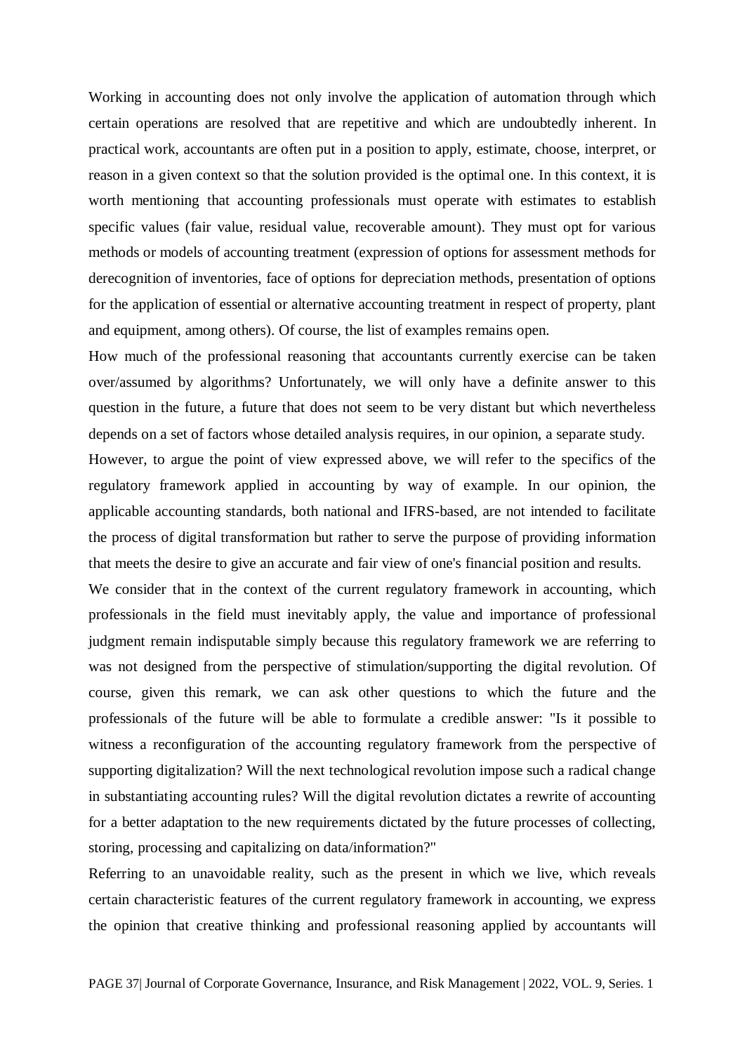Working in accounting does not only involve the application of automation through which certain operations are resolved that are repetitive and which are undoubtedly inherent. In practical work, accountants are often put in a position to apply, estimate, choose, interpret, or reason in a given context so that the solution provided is the optimal one. In this context, it is worth mentioning that accounting professionals must operate with estimates to establish specific values (fair value, residual value, recoverable amount). They must opt for various methods or models of accounting treatment (expression of options for assessment methods for derecognition of inventories, face of options for depreciation methods, presentation of options for the application of essential or alternative accounting treatment in respect of property, plant and equipment, among others). Of course, the list of examples remains open.

How much of the professional reasoning that accountants currently exercise can be taken over/assumed by algorithms? Unfortunately, we will only have a definite answer to this question in the future, a future that does not seem to be very distant but which nevertheless depends on a set of factors whose detailed analysis requires, in our opinion, a separate study.

However, to argue the point of view expressed above, we will refer to the specifics of the regulatory framework applied in accounting by way of example. In our opinion, the applicable accounting standards, both national and IFRS-based, are not intended to facilitate the process of digital transformation but rather to serve the purpose of providing information that meets the desire to give an accurate and fair view of one's financial position and results.

We consider that in the context of the current regulatory framework in accounting, which professionals in the field must inevitably apply, the value and importance of professional judgment remain indisputable simply because this regulatory framework we are referring to was not designed from the perspective of stimulation/supporting the digital revolution. Of course, given this remark, we can ask other questions to which the future and the professionals of the future will be able to formulate a credible answer: "Is it possible to witness a reconfiguration of the accounting regulatory framework from the perspective of supporting digitalization? Will the next technological revolution impose such a radical change in substantiating accounting rules? Will the digital revolution dictates a rewrite of accounting for a better adaptation to the new requirements dictated by the future processes of collecting, storing, processing and capitalizing on data/information?"

Referring to an unavoidable reality, such as the present in which we live, which reveals certain characteristic features of the current regulatory framework in accounting, we express the opinion that creative thinking and professional reasoning applied by accountants will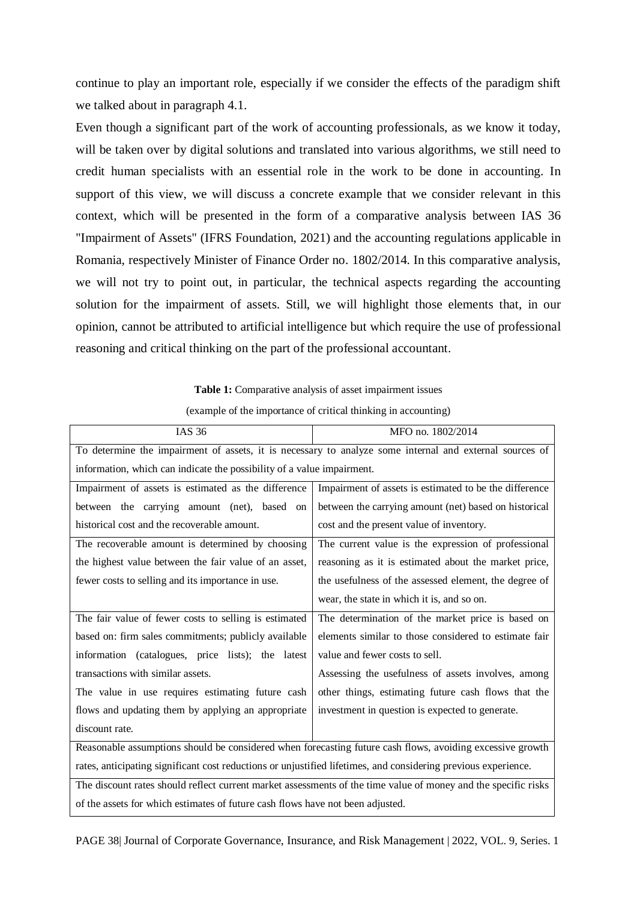continue to play an important role, especially if we consider the effects of the paradigm shift we talked about in paragraph 4.1.

Even though a significant part of the work of accounting professionals, as we know it today, will be taken over by digital solutions and translated into various algorithms, we still need to credit human specialists with an essential role in the work to be done in accounting. In support of this view, we will discuss a concrete example that we consider relevant in this context, which will be presented in the form of a comparative analysis between IAS 36 "Impairment of Assets" (IFRS Foundation, 2021) and the accounting regulations applicable in Romania, respectively Minister of Finance Order no. 1802/2014. In this comparative analysis, we will not try to point out, in particular, the technical aspects regarding the accounting solution for the impairment of assets. Still, we will highlight those elements that, in our opinion, cannot be attributed to artificial intelligence but which require the use of professional reasoning and critical thinking on the part of the professional accountant.

**Table 1:** Comparative analysis of asset impairment issues

(example of the importance of critical thinking in accounting)

| IAS 36 | MFO no. 1802/2014 |
|---|---|
| To determine the impairment of assets, it is necessary to analyze some internal and external sources of information, which can indicate the possibility of a value impairment. | |
| Impairment of assets is estimated as the difference between the carrying amount (net), based on historical cost and the recoverable amount. | Impairment of assets is estimated to be the difference between the carrying amount (net) based on historical cost and the present value of inventory. |
| The recoverable amount is determined by choosing the highest value between the fair value of an asset, fewer costs to selling and its importance in use. | The current value is the expression of professional reasoning as it is estimated about the market price, the usefulness of the assessed element, the degree of wear, the state in which it is, and so on. |
| The fair value of fewer costs to selling is estimated based on: firm sales commitments; publicly available information (catalogues, price lists); the latest transactions with similar assets.<br>The value in use requires estimating future cash flows and updating them by applying an appropriate discount rate. | The determination of the market price is based on elements similar to those considered to estimate fair value and fewer costs to sell.<br>Assessing the usefulness of assets involves, among other things, estimating future cash flows that the investment in question is expected to generate. |
| Reasonable assumptions should be considered when forecasting future cash flows, avoiding excessive growth rates, anticipating significant cost reductions or unjustified lifetimes, and considering previous experience. | |
| The discount rates should reflect current market assessments of the time value of money and the specific risks of the assets for which estimates of future cash flows have not been adjusted. | |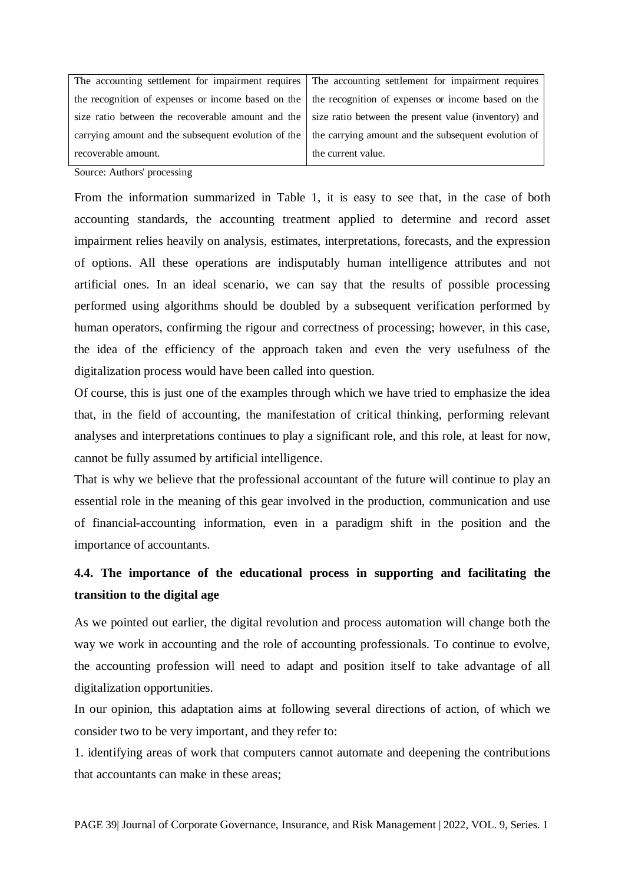| | |
|---|---|
| The accounting settlement for impairment requires the recognition of expenses or income based on the size ratio between the recoverable amount and the carrying amount and the subsequent evolution of the recoverable amount. | The accounting settlement for impairment requires the recognition of expenses or income based on the size ratio between the present value (inventory) and the carrying amount and the subsequent evolution of the current value. |

Source: Authors' processing

From the information summarized in Table 1, it is easy to see that, in the case of both accounting standards, the accounting treatment applied to determine and record asset impairment relies heavily on analysis, estimates, interpretations, forecasts, and the expression of options. All these operations are indisputably human intelligence attributes and not artificial ones. In an ideal scenario, we can say that the results of possible processing performed using algorithms should be doubled by a subsequent verification performed by human operators, confirming the rigour and correctness of processing; however, in this case, the idea of the efficiency of the approach taken and even the very usefulness of the digitalization process would have been called into question.

Of course, this is just one of the examples through which we have tried to emphasize the idea that, in the field of accounting, the manifestation of critical thinking, performing relevant analyses and interpretations continues to play a significant role, and this role, at least for now, cannot be fully assumed by artificial intelligence.

That is why we believe that the professional accountant of the future will continue to play an essential role in the meaning of this gear involved in the production, communication and use of financial-accounting information, even in a paradigm shift in the position and the importance of accountants.

### 4.4. The importance of the educational process in supporting and facilitating the transition to the digital age

As we pointed out earlier, the digital revolution and process automation will change both the way we work in accounting and the role of accounting professionals. To continue to evolve, the accounting profession will need to adapt and position itself to take advantage of all digitalization opportunities.

In our opinion, this adaptation aims at following several directions of action, of which we consider two to be very important, and they refer to:

1. identifying areas of work that computers cannot automate and deepening the contributions that accountants can make in these areas;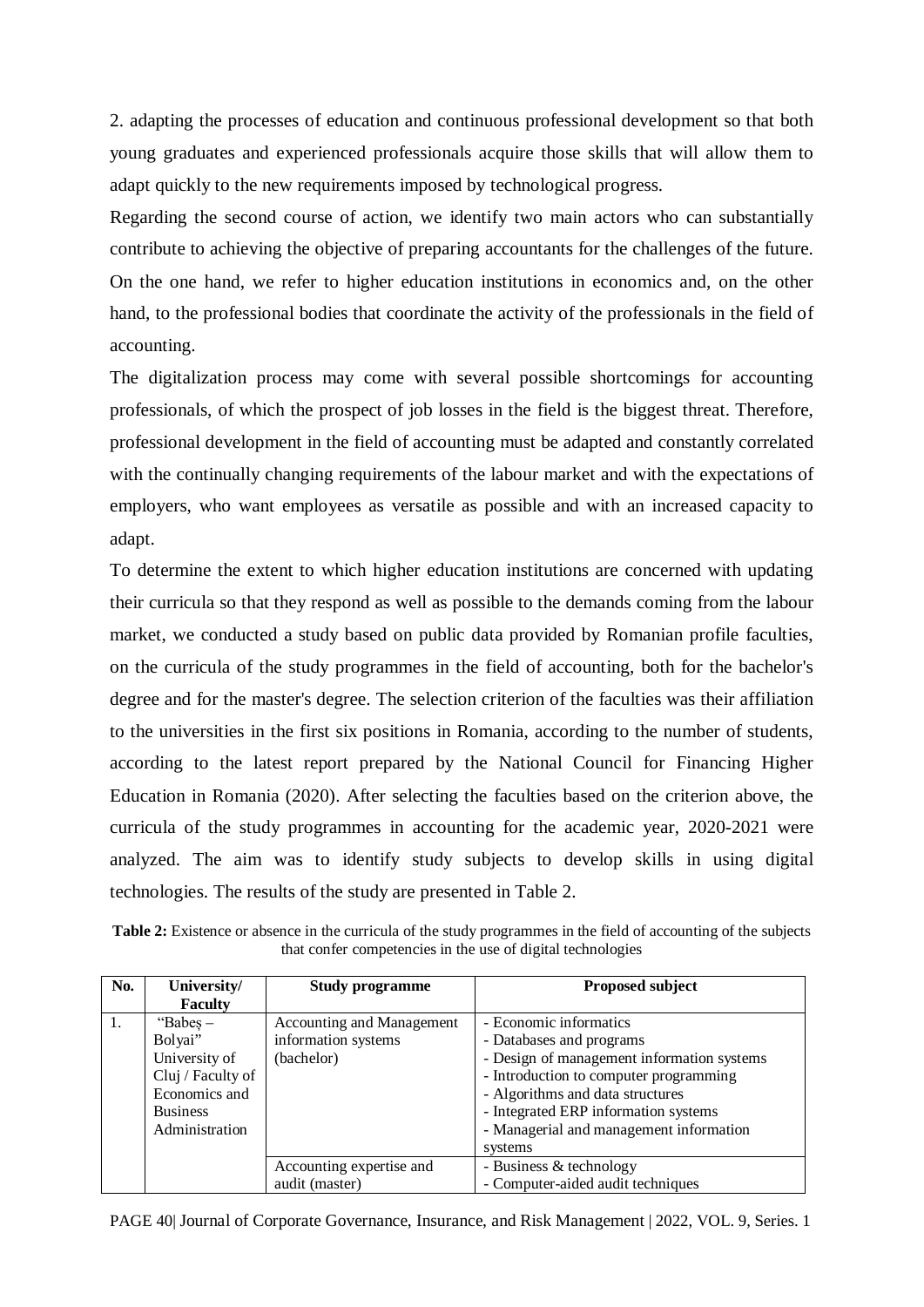2. adapting the processes of education and continuous professional development so that both young graduates and experienced professionals acquire those skills that will allow them to adapt quickly to the new requirements imposed by technological progress.

Regarding the second course of action, we identify two main actors who can substantially contribute to achieving the objective of preparing accountants for the challenges of the future. On the one hand, we refer to higher education institutions in economics and, on the other hand, to the professional bodies that coordinate the activity of the professionals in the field of accounting.

The digitalization process may come with several possible shortcomings for accounting professionals, of which the prospect of job losses in the field is the biggest threat. Therefore, professional development in the field of accounting must be adapted and constantly correlated with the continually changing requirements of the labour market and with the expectations of employers, who want employees as versatile as possible and with an increased capacity to adapt.

To determine the extent to which higher education institutions are concerned with updating their curricula so that they respond as well as possible to the demands coming from the labour market, we conducted a study based on public data provided by Romanian profile faculties, on the curricula of the study programmes in the field of accounting, both for the bachelor's degree and for the master's degree. The selection criterion of the faculties was their affiliation to the universities in the first six positions in Romania, according to the number of students, according to the latest report prepared by the National Council for Financing Higher Education in Romania (2020). After selecting the faculties based on the criterion above, the curricula of the study programmes in accounting for the academic year, 2020-2021 were analyzed. The aim was to identify study subjects to develop skills in using digital technologies. The results of the study are presented in Table 2.

**Table 2:** Existence or absence in the curricula of the study programmes in the field of accounting of the subjects that confer competencies in the use of digital technologies

| No. | University/ Faculty | Study programme | Proposed subject |
|---|---|---|---|
| 1. | "Babeș – Bolyai" University of Cluj / Faculty of Economics and Business Administration | Accounting and Management information systems (bachelor) | - Economic informatics<br>- Databases and programs<br>- Design of management information systems<br>- Introduction to computer programming<br>- Algorithms and data structures<br>- Integrated ERP information systems<br>- Managerial and management information systems |
| | | Accounting expertise and audit (master) | - Business & technology<br>- Computer-aided audit techniques |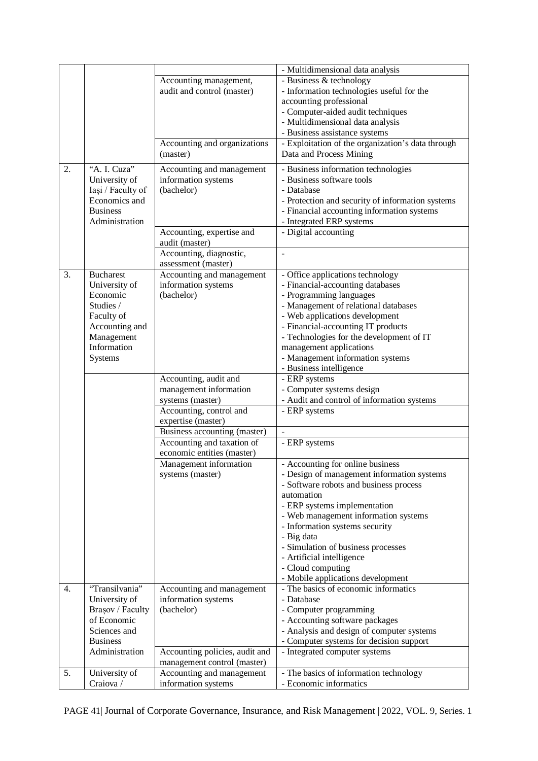| | | | |
|---|---|---|---|
| | | | - Multidimensional data analysis |
| | | Accounting management, audit and control (master) | - Business & technology<br>- Information technologies useful for the accounting professional<br>- Computer-aided audit techniques<br>- Multidimensional data analysis<br>- Business assistance systems |
| | | Accounting and organizations (master) | - Exploitation of the organization's data through Data and Process Mining |
| 2. | "A. I. Cuza" University of Iași / Faculty of Economics and Business Administration | Accounting and management information systems (bachelor) | - Business information technologies<br>- Business software tools<br>- Database<br>- Protection and security of information systems<br>- Financial accounting information systems<br>- Integrated ERP systems |
| | | Accounting, expertise and audit (master) | - Digital accounting |
| | | Accounting, diagnostic, assessment (master) | - |
| 3. | Bucharest University of Economic Studies / Faculty of Accounting and Management Information Systems | Accounting and management information systems (bachelor) | - Office applications technology<br>- Financial-accounting databases<br>- Programming languages<br>- Management of relational databases<br>- Web applications development<br>- Financial-accounting IT products<br>- Technologies for the development of IT management applications<br>- Management information systems<br>- Business intelligence |
| | | Accounting, audit and management information systems (master) | - ERP systems<br>- Computer systems design<br>- Audit and control of information systems |
| | | Accounting, control and expertise (master) | - ERP systems |
| | | Business accounting (master) | - |
| | | Accounting and taxation of economic entities (master) | - ERP systems |
| | | Management information systems (master) | - Accounting for online business<br>- Design of management information systems<br>- Software robots and business process automation<br>- ERP systems implementation<br>- Web management information systems<br>- Information systems security<br>- Big data<br>- Simulation of business processes<br>- Artificial intelligence<br>- Cloud computing<br>- Mobile applications development |
| 4. | "Transilvania" University of Brașov / Faculty of Economic Sciences and Business Administration | Accounting and management information systems (bachelor) | - The basics of economic informatics<br>- Database<br>- Computer programming<br>- Accounting software packages<br>- Analysis and design of computer systems<br>- Computer systems for decision support |
| | | Accounting policies, audit and management control (master) | - Integrated computer systems |
| 5. | University of Craiova / | Accounting and management information systems | - The basics of information technology<br>- Economic informatics |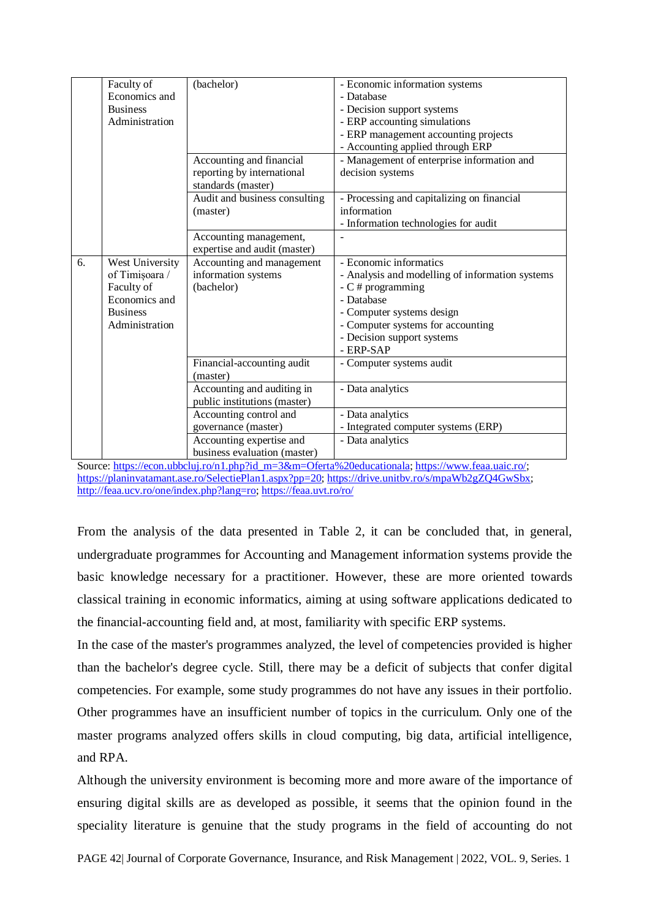| | | | |
|---|---|---|---|
| | Faculty of Economics and Business Administration | (bachelor) | - Economic information systems<br>- Database<br>- Decision support systems<br>- ERP accounting simulations<br>- ERP management accounting projects<br>- Accounting applied through ERP |
| | | Accounting and financial reporting by international standards (master) | - Management of enterprise information and decision systems |
| | | Audit and business consulting (master) | - Processing and capitalizing on financial information<br>- Information technologies for audit |
| | | Accounting management, expertise and audit (master) | - |
| 6. | West University of Timișoara / Faculty of Economics and Business Administration | Accounting and management information systems (bachelor) | - Economic informatics<br>- Analysis and modelling of information systems<br>- C # programming<br>- Database<br>- Computer systems design<br>- Computer systems for accounting<br>- Decision support systems<br>- ERP-SAP |
| | | Financial-accounting audit (master) | - Computer systems audit |
| | | Accounting and auditing in public institutions (master) | - Data analytics |
| | | Accounting control and governance (master) | - Data analytics<br>- Integrated computer systems (ERP) |
| | | Accounting expertise and business evaluation (master) | - Data analytics |

Source: https://econ.ubbcluj.ro/n1.php?id_m=3&m=Oferta%20educationala; https://www.feaa.uaic.ro/; https://planinvatamant.ase.ro/SelectiePlan1.aspx?pp=20; https://drive.unitbv.ro/s/mpaWb2gZQ4GwSbx; http://feaa.ucv.ro/one/index.php?lang=ro; https://feaa.uvt.ro/ro/

From the analysis of the data presented in Table 2, it can be concluded that, in general, undergraduate programmes for Accounting and Management information systems provide the basic knowledge necessary for a practitioner. However, these are more oriented towards classical training in economic informatics, aiming at using software applications dedicated to the financial-accounting field and, at most, familiarity with specific ERP systems.

In the case of the master's programmes analyzed, the level of competencies provided is higher than the bachelor's degree cycle. Still, there may be a deficit of subjects that confer digital competencies. For example, some study programmes do not have any issues in their portfolio. Other programmes have an insufficient number of topics in the curriculum. Only one of the master programs analyzed offers skills in cloud computing, big data, artificial intelligence, and RPA.

Although the university environment is becoming more and more aware of the importance of ensuring digital skills are as developed as possible, it seems that the opinion found in the speciality literature is genuine that the study programs in the field of accounting do not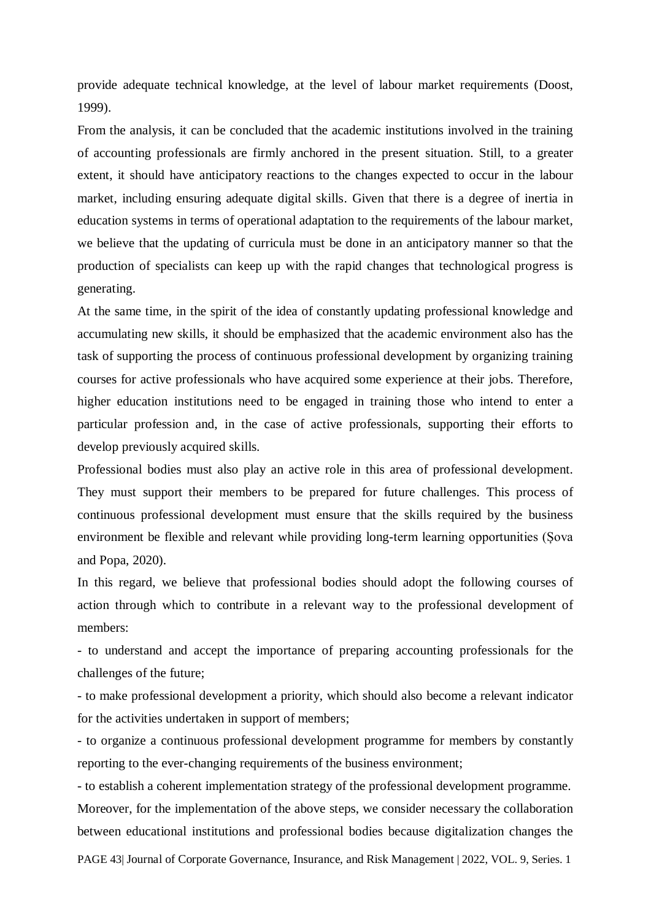provide adequate technical knowledge, at the level of labour market requirements (Doost, 1999).

From the analysis, it can be concluded that the academic institutions involved in the training of accounting professionals are firmly anchored in the present situation. Still, to a greater extent, it should have anticipatory reactions to the changes expected to occur in the labour market, including ensuring adequate digital skills. Given that there is a degree of inertia in education systems in terms of operational adaptation to the requirements of the labour market, we believe that the updating of curricula must be done in an anticipatory manner so that the production of specialists can keep up with the rapid changes that technological progress is generating.

At the same time, in the spirit of the idea of constantly updating professional knowledge and accumulating new skills, it should be emphasized that the academic environment also has the task of supporting the process of continuous professional development by organizing training courses for active professionals who have acquired some experience at their jobs. Therefore, higher education institutions need to be engaged in training those who intend to enter a particular profession and, in the case of active professionals, supporting their efforts to develop previously acquired skills.

Professional bodies must also play an active role in this area of professional development. They must support their members to be prepared for future challenges. This process of continuous professional development must ensure that the skills required by the business environment be flexible and relevant while providing long-term learning opportunities (Șova and Popa, 2020).

In this regard, we believe that professional bodies should adopt the following courses of action through which to contribute in a relevant way to the professional development of members:

- to understand and accept the importance of preparing accounting professionals for the challenges of the future;
- to make professional development a priority, which should also become a relevant indicator for the activities undertaken in support of members;
- to organize a continuous professional development programme for members by constantly reporting to the ever-changing requirements of the business environment;
- to establish a coherent implementation strategy of the professional development programme.

Moreover, for the implementation of the above steps, we consider necessary the collaboration between educational institutions and professional bodies because digitalization changes the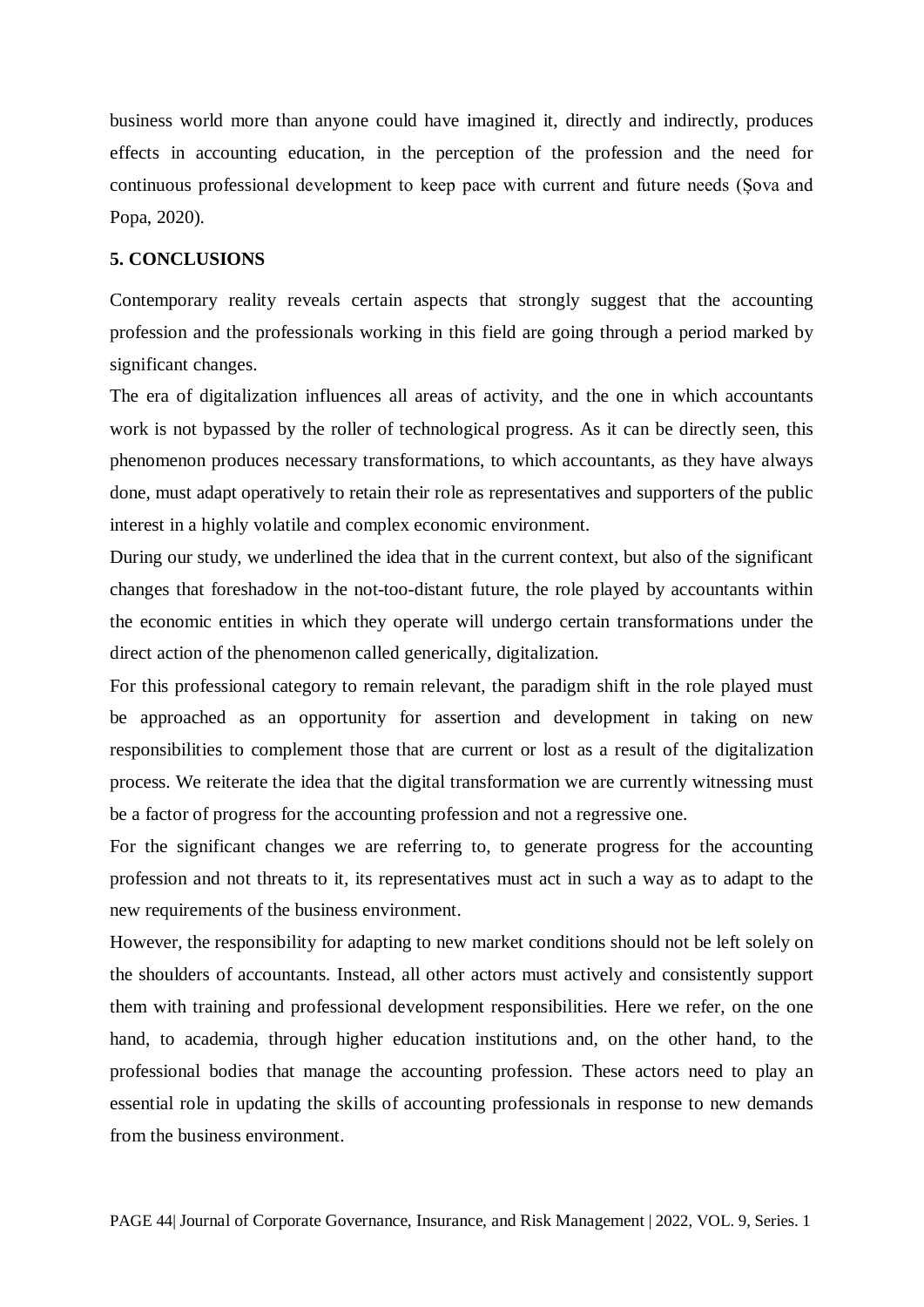business world more than anyone could have imagined it, directly and indirectly, produces effects in accounting education, in the perception of the profession and the need for continuous professional development to keep pace with current and future needs (Șova and Popa, 2020).

## 5. CONCLUSIONS

Contemporary reality reveals certain aspects that strongly suggest that the accounting profession and the professionals working in this field are going through a period marked by significant changes.

The era of digitalization influences all areas of activity, and the one in which accountants work is not bypassed by the roller of technological progress. As it can be directly seen, this phenomenon produces necessary transformations, to which accountants, as they have always done, must adapt operatively to retain their role as representatives and supporters of the public interest in a highly volatile and complex economic environment.

During our study, we underlined the idea that in the current context, but also of the significant changes that foreshadow in the not-too-distant future, the role played by accountants within the economic entities in which they operate will undergo certain transformations under the direct action of the phenomenon called generically, digitalization.

For this professional category to remain relevant, the paradigm shift in the role played must be approached as an opportunity for assertion and development in taking on new responsibilities to complement those that are current or lost as a result of the digitalization process. We reiterate the idea that the digital transformation we are currently witnessing must be a factor of progress for the accounting profession and not a regressive one.

For the significant changes we are referring to, to generate progress for the accounting profession and not threats to it, its representatives must act in such a way as to adapt to the new requirements of the business environment.

However, the responsibility for adapting to new market conditions should not be left solely on the shoulders of accountants. Instead, all other actors must actively and consistently support them with training and professional development responsibilities. Here we refer, on the one hand, to academia, through higher education institutions and, on the other hand, to the professional bodies that manage the accounting profession. These actors need to play an essential role in updating the skills of accounting professionals in response to new demands from the business environment.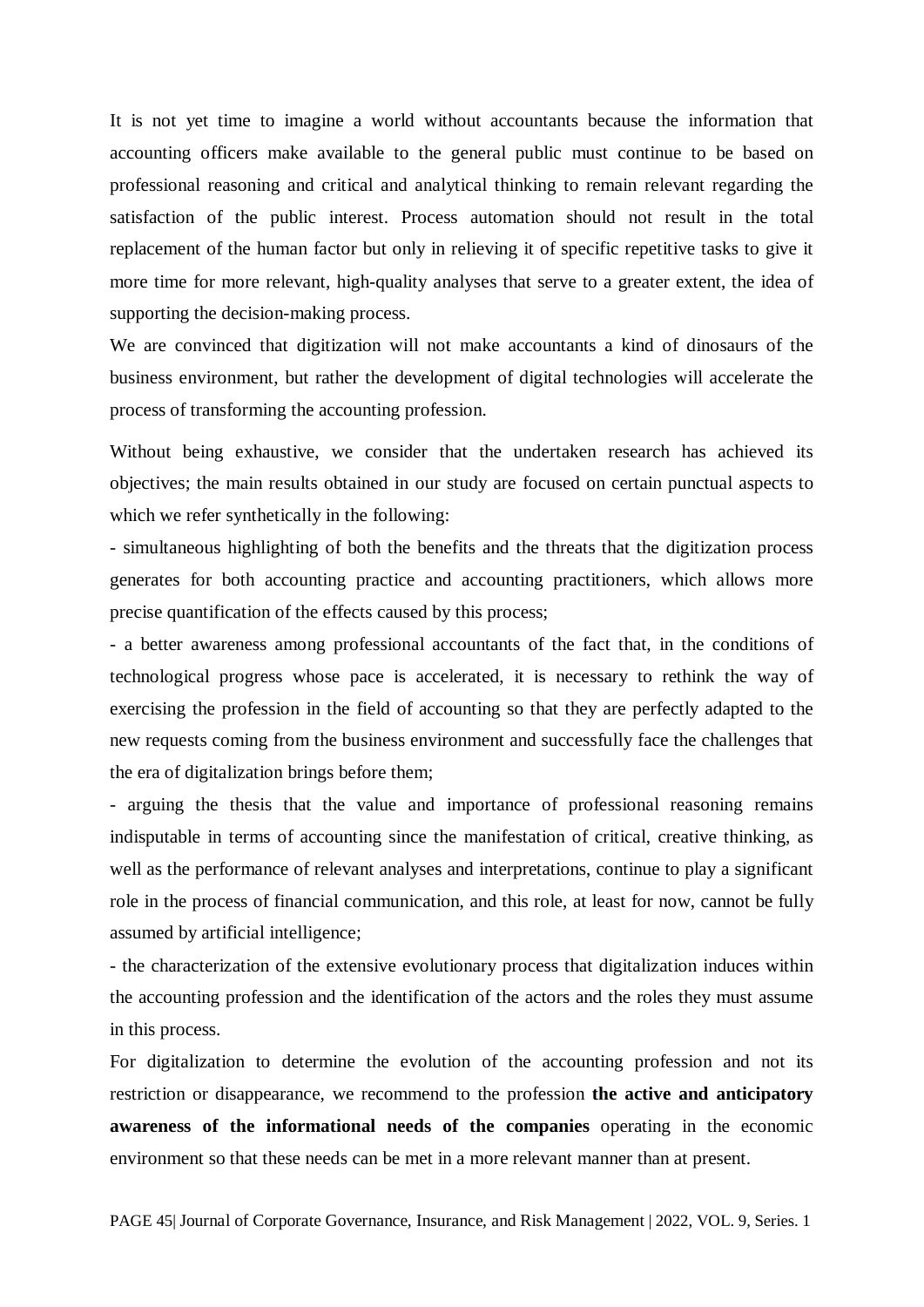It is not yet time to imagine a world without accountants because the information that accounting officers make available to the general public must continue to be based on professional reasoning and critical and analytical thinking to remain relevant regarding the satisfaction of the public interest. Process automation should not result in the total replacement of the human factor but only in relieving it of specific repetitive tasks to give it more time for more relevant, high-quality analyses that serve to a greater extent, the idea of supporting the decision-making process.

We are convinced that digitization will not make accountants a kind of dinosaurs of the business environment, but rather the development of digital technologies will accelerate the process of transforming the accounting profession.

Without being exhaustive, we consider that the undertaken research has achieved its objectives; the main results obtained in our study are focused on certain punctual aspects to which we refer synthetically in the following:

- simultaneous highlighting of both the benefits and the threats that the digitization process generates for both accounting practice and accounting practitioners, which allows more precise quantification of the effects caused by this process;
- a better awareness among professional accountants of the fact that, in the conditions of technological progress whose pace is accelerated, it is necessary to rethink the way of exercising the profession in the field of accounting so that they are perfectly adapted to the new requests coming from the business environment and successfully face the challenges that the era of digitalization brings before them;
- arguing the thesis that the value and importance of professional reasoning remains indisputable in terms of accounting since the manifestation of critical, creative thinking, as well as the performance of relevant analyses and interpretations, continue to play a significant role in the process of financial communication, and this role, at least for now, cannot be fully assumed by artificial intelligence;
- the characterization of the extensive evolutionary process that digitalization induces within the accounting profession and the identification of the actors and the roles they must assume in this process.

For digitalization to determine the evolution of the accounting profession and not its restriction or disappearance, we recommend to the profession **the active and anticipatory awareness of the informational needs of the companies** operating in the economic environment so that these needs can be met in a more relevant manner than at present.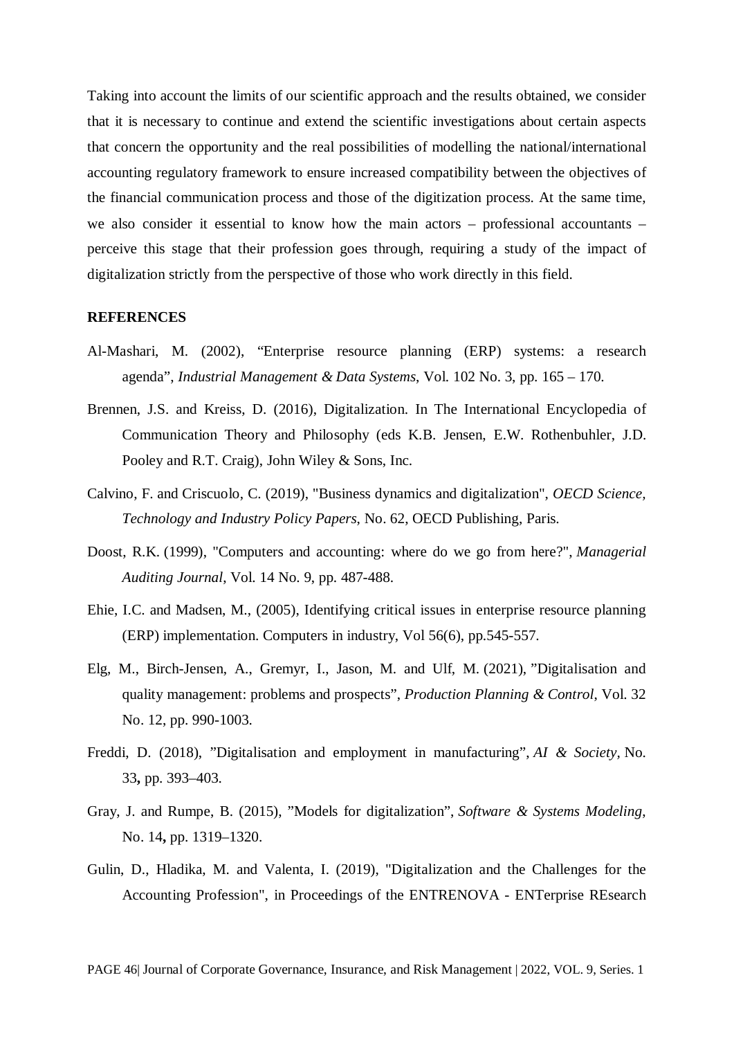Taking into account the limits of our scientific approach and the results obtained, we consider that it is necessary to continue and extend the scientific investigations about certain aspects that concern the opportunity and the real possibilities of modelling the national/international accounting regulatory framework to ensure increased compatibility between the objectives of the financial communication process and those of the digitization process. At the same time, we also consider it essential to know how the main actors – professional accountants – perceive this stage that their profession goes through, requiring a study of the impact of digitalization strictly from the perspective of those who work directly in this field.

**REFERENCES**

Al-Mashari, M. (2002), "Enterprise resource planning (ERP) systems: a research agenda", *Industrial Management & Data Systems*, Vol. 102 No. 3, pp. 165 – 170.

Brennen, J.S. and Kreiss, D. (2016), Digitalization. In The International Encyclopedia of Communication Theory and Philosophy (eds K.B. Jensen, E.W. Rothenbuhler, J.D. Pooley and R.T. Craig), John Wiley & Sons, Inc.

Calvino, F. and Criscuolo, C. (2019), "Business dynamics and digitalization", *OECD Science, Technology and Industry Policy Papers*, No. 62, OECD Publishing, Paris.

Doost, R.K. (1999), "Computers and accounting: where do we go from here?", *Managerial Auditing Journal*, Vol. 14 No. 9, pp. 487-488.

Ehie, I.C. and Madsen, M., (2005), Identifying critical issues in enterprise resource planning (ERP) implementation. Computers in industry, Vol 56(6), pp.545-557.

Elg, M., Birch-Jensen, A., Gremyr, I., Jason, M. and Ulf, M. (2021), "Digitalisation and quality management: problems and prospects", *Production Planning & Control*, Vol. 32 No. 12, pp. 990-1003.

Freddi, D. (2018), "Digitalisation and employment in manufacturing", *AI & Society*, No. 33**,** pp. 393–403.

Gray, J. and Rumpe, B. (2015), "Models for digitalization", *Software & Systems Modeling*, No. 14**,** pp. 1319–1320.

Gulin, D., Hladika, M. and Valenta, I. (2019), "Digitalization and the Challenges for the Accounting Profession", in Proceedings of the ENTRENOVA - ENTerprise REsearch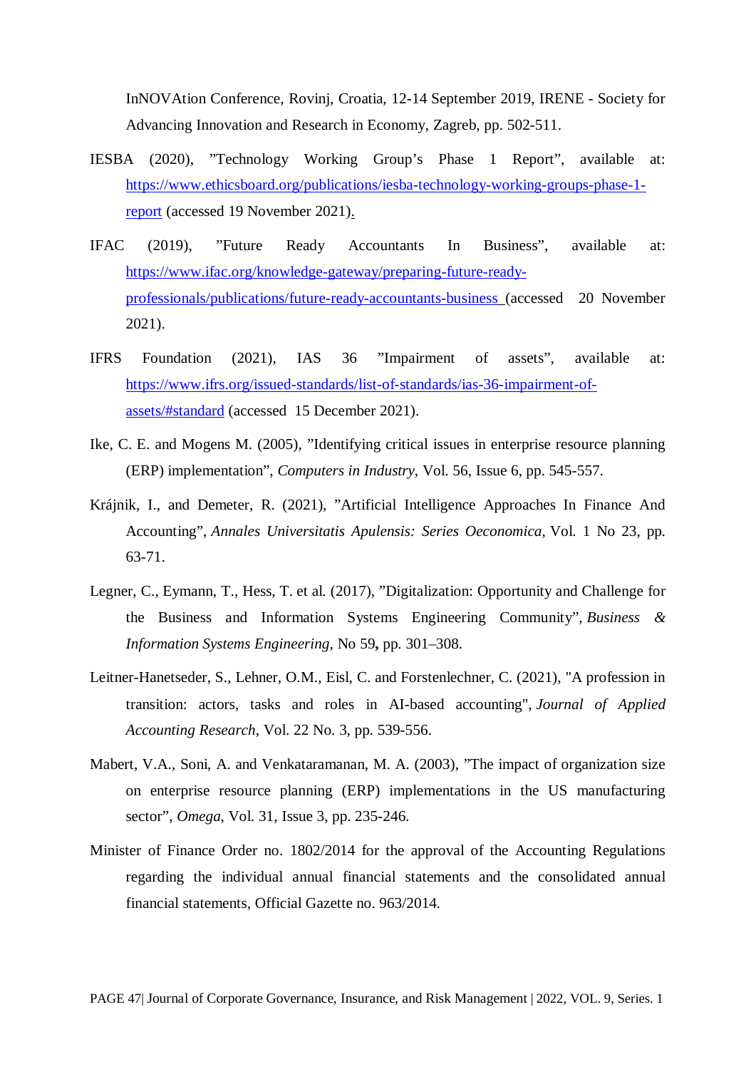InNOVAtion Conference, Rovinj, Croatia, 12-14 September 2019, IRENE - Society for Advancing Innovation and Research in Economy, Zagreb, pp. 502-511.

IESBA (2020), ”Technology Working Group’s Phase 1 Report”, available at: https://www.ethicsboard.org/publications/iesba-technology-working-groups-phase-1-report (accessed 19 November 2021).

IFAC (2019), ”Future Ready Accountants In Business”, available at: https://www.ifac.org/knowledge-gateway/preparing-future-ready-professionals/publications/future-ready-accountants-business (accessed 20 November 2021).

IFRS Foundation (2021), IAS 36 ”Impairment of assets”, available at: https://www.ifrs.org/issued-standards/list-of-standards/ias-36-impairment-of-assets/#standard (accessed 15 December 2021).

Ike, C. E. and Mogens M. (2005), ”Identifying critical issues in enterprise resource planning (ERP) implementation”, *Computers in Industry*, Vol. 56, Issue 6, pp. 545-557.

Krájnik, I., and Demeter, R. (2021), ”Artificial Intelligence Approaches In Finance And Accounting”, *Annales Universitatis Apulensis: Series Oeconomica*, Vol. 1 No 23, pp. 63-71.

Legner, C., Eymann, T., Hess, T. et al. (2017), ”Digitalization: Opportunity and Challenge for the Business and Information Systems Engineering Community”, *Business & Information Systems Engineering*, No 59**,** pp. 301–308.

Leitner-Hanetseder, S., Lehner, O.M., Eisl, C. and Forstenlechner, C. (2021), "A profession in transition: actors, tasks and roles in AI-based accounting", *Journal of Applied Accounting Research*, Vol. 22 No. 3, pp. 539-556.

Mabert, V.A., Soni, A. and Venkataramanan, M. A. (2003), ”The impact of organization size on enterprise resource planning (ERP) implementations in the US manufacturing sector”, *Omega*, Vol. 31, Issue 3, pp. 235-246.

Minister of Finance Order no. 1802/2014 for the approval of the Accounting Regulations regarding the individual annual financial statements and the consolidated annual financial statements, Official Gazette no. 963/2014.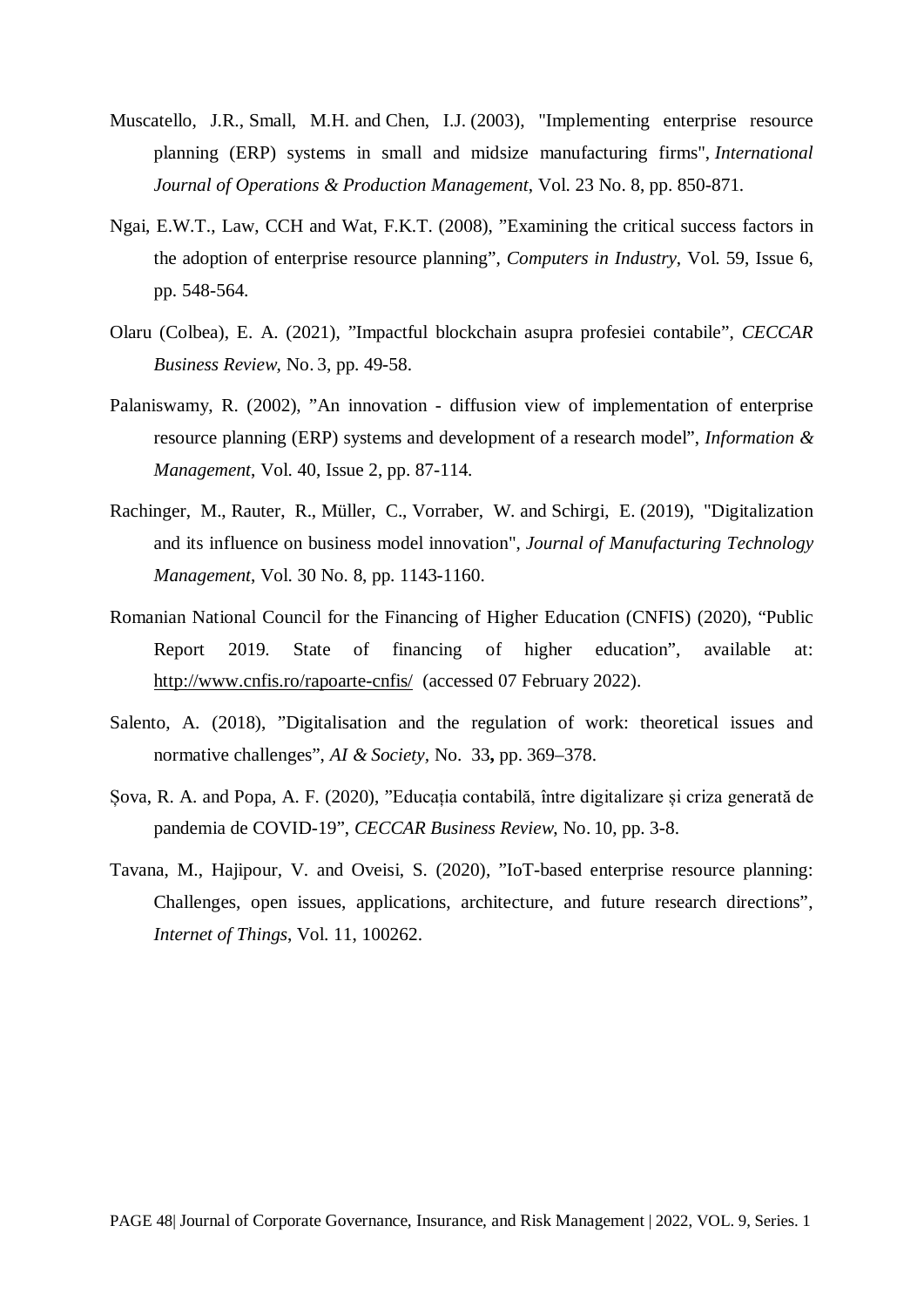Muscatello, J.R., Small, M.H. and Chen, I.J. (2003), "Implementing enterprise resource planning (ERP) systems in small and midsize manufacturing firms", *International Journal of Operations & Production Management*, Vol. 23 No. 8, pp. 850-871.

Ngai, E.W.T., Law, CCH and Wat, F.K.T. (2008), ”Examining the critical success factors in the adoption of enterprise resource planning”, *Computers in Industry*, Vol. 59, Issue 6, pp. 548-564.

Olaru (Colbea), E. A. (2021), ”Impactful blockchain asupra profesiei contabile”, *CECCAR Business Review*, No. 3, pp. 49-58.

Palaniswamy, R. (2002), ”An innovation - diffusion view of implementation of enterprise resource planning (ERP) systems and development of a research model”, *Information & Management*, Vol. 40, Issue 2, pp. 87-114.

Rachinger, M., Rauter, R., Müller, C., Vorraber, W. and Schirgi, E. (2019), "Digitalization and its influence on business model innovation", *Journal of Manufacturing Technology Management*, Vol. 30 No. 8, pp. 1143-1160.

Romanian National Council for the Financing of Higher Education (CNFIS) (2020), “Public Report 2019. State of financing of higher education”, available at: http://www.cnfis.ro/rapoarte-cnfis/ (accessed 07 February 2022).

Salento, A. (2018), ”Digitalisation and the regulation of work: theoretical issues and normative challenges”, *AI & Society*, No. 33**,** pp. 369–378.

Șova, R. A. and Popa, A. F. (2020), ”Educația contabilă, între digitalizare și criza generată de pandemia de COVID-19”, *CECCAR Business Review*, No. 10, pp. 3-8.

Tavana, M., Hajipour, V. and Oveisi, S. (2020), ”IoT-based enterprise resource planning: Challenges, open issues, applications, architecture, and future research directions”, *Internet of Things*, Vol. 11, 100262.